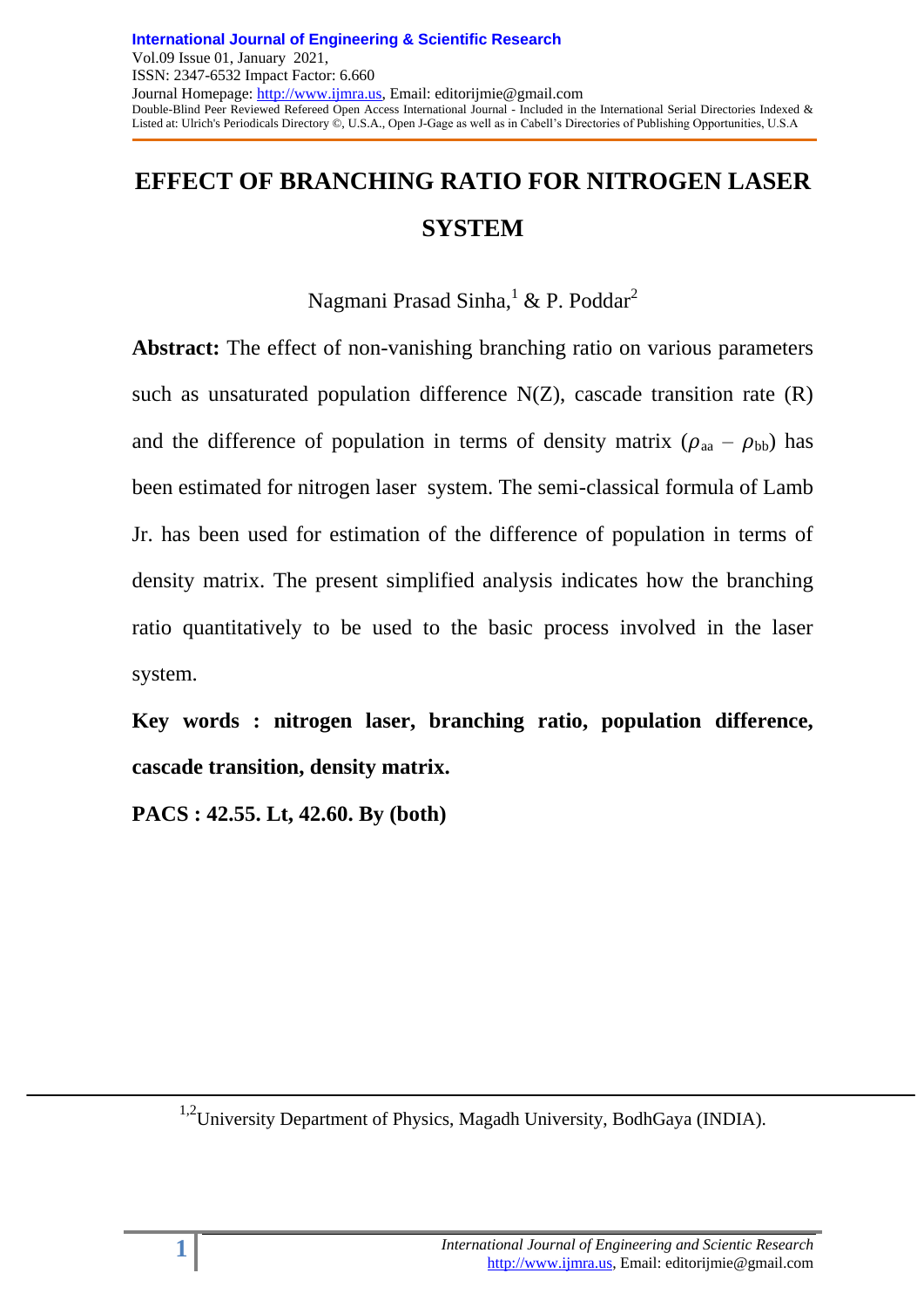# EFFECT OF BRANCHING RATIO FOR NITROGEN LASER SYSTEM

Nagmani Prasad Sinha,[1] & P. Poddar[2]

**Abstract:** The effect of non-vanishing branching ratio on various parameters such as unsaturated population difference N(Z), cascade transition rate (R) and the difference of population in terms of density matrix ($\rho_{aa} - \rho_{bb}$) has been estimated for nitrogen laser system. The semi-classical formula of Lamb Jr. has been used for estimation of the difference of population in terms of density matrix. The present simplified analysis indicates how the branching ratio quantitatively to be used to the basic process involved in the laser system.

**Key words : nitrogen laser, branching ratio, population difference, cascade transition, density matrix.**

**PACS : 42.55. Lt, 42.60. By (both)**

---

[1,2]University Department of Physics, Magadh University, BodhGaya (INDIA).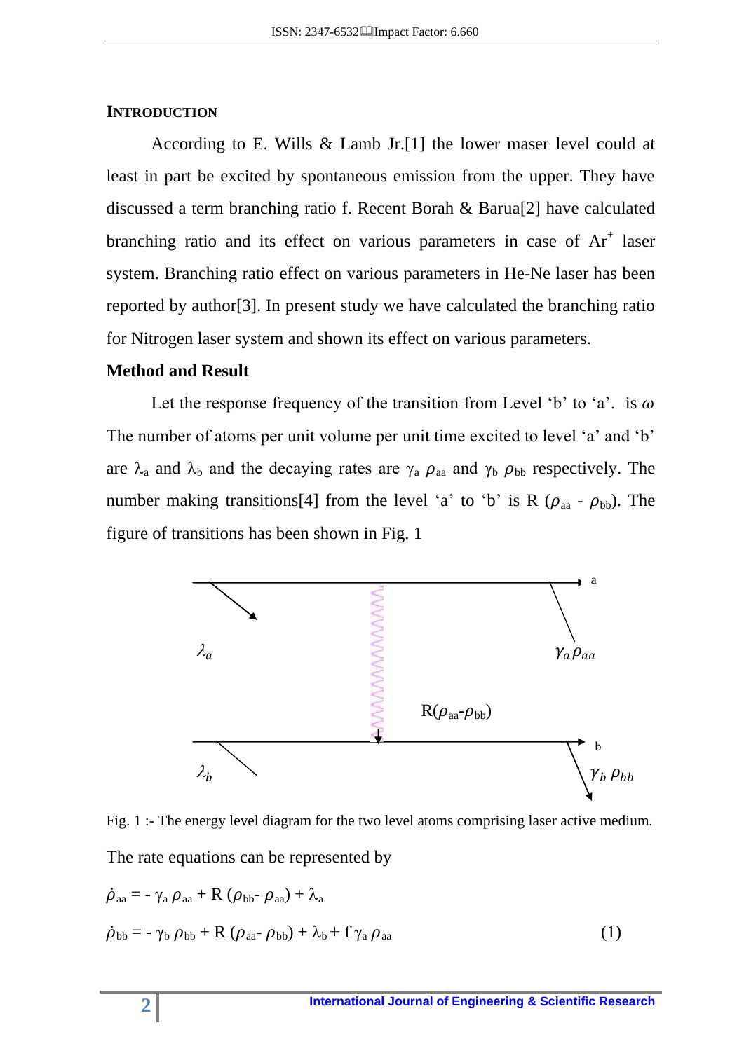## INTRODUCTION

According to E. Wills & Lamb Jr.[1] the lower maser level could at least in part be excited by spontaneous emission from the upper. They have discussed a term branching ratio f. Recent Borah & Barua[2] have calculated branching ratio and its effect on various parameters in case of $Ar^+$ laser system. Branching ratio effect on various parameters in He-Ne laser has been reported by author[3]. In present study we have calculated the branching ratio for Nitrogen laser system and shown its effect on various parameters.

### Method and Result

Let the response frequency of the transition from Level 'b' to 'a'. is $\omega$ The number of atoms per unit volume per unit time excited to level 'a' and 'b' are $\lambda_a$ and $\lambda_b$ and the decaying rates are $\gamma_a \rho_{aa}$ and $\gamma_b \rho_{bb}$ respectively. The number making transitions[4] from the level 'a' to 'b' is R $(\rho_{aa} - \rho_{bb})$. The figure of transitions has been shown in Fig. 1

Fig. 1 :- The energy level diagram for the two level atoms comprising laser active medium.

The rate equations can be represented by

$$\dot{\rho}_{aa} = - \gamma_a \rho_{aa} + R (\rho_{bb} - \rho_{aa}) + \lambda_a$$

$$\dot{\rho}_{bb} = - \gamma_b \rho_{bb} + R (\rho_{aa} - \rho_{bb}) + \lambda_b + f \gamma_a \rho_{aa} \tag{1}$$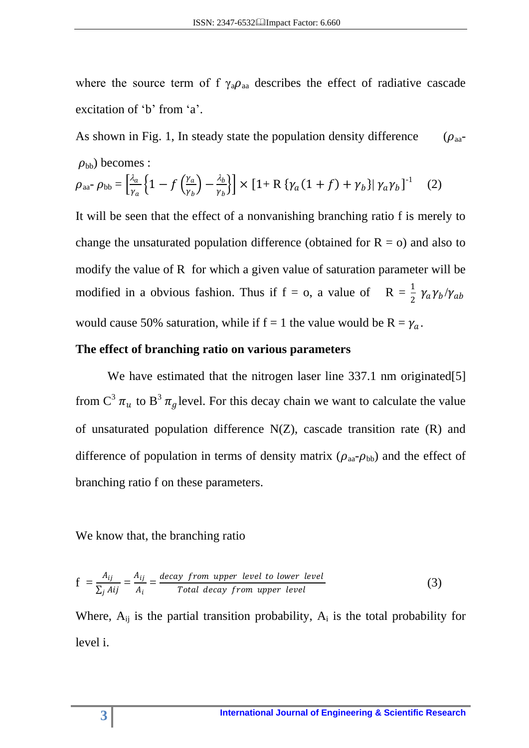where the source term of f $\gamma_a\rho_{aa}$ describes the effect of radiative cascade excitation of 'b' from 'a'.

As shown in Fig. 1, In steady state the population density difference ($\rho_{aa}$- $\rho_{bb}$) becomes :

$$\rho_{aa}\text{-}\ \rho_{bb} = \left[\frac{\lambda_a}{\gamma_a}\left\{1 - f\left(\frac{\gamma_a}{\gamma_b}\right) - \frac{\lambda_b}{\gamma_b}\right\}\right] \times [1 + \text{R}\ \{\gamma_a(1+f) + \gamma_b\}|\ \gamma_a\gamma_b]^{-1} \quad (2)$$

It will be seen that the effect of a nonvanishing branching ratio f is merely to change the unsaturated population difference (obtained for R = o) and also to modify the value of R for which a given value of saturation parameter will be modified in a obvious fashion. Thus if f = o, a value of $\text{R} = \frac{1}{2}\ \gamma_a\gamma_b/\gamma_{ab}$ would cause 50% saturation, while if f = 1 the value would be R = $\gamma_a$.

**The effect of branching ratio on various parameters**

We have estimated that the nitrogen laser line 337.1 nm originated[5] from $\text{C}^3\ \pi_u$ to $\text{B}^3\ \pi_g$ level. For this decay chain we want to calculate the value of unsaturated population difference N(Z), cascade transition rate (R) and difference of population in terms of density matrix ($\rho_{aa}$-$\rho_{bb}$) and the effect of branching ratio f on these parameters.

We know that, the branching ratio

$$\text{f} = \frac{A_{ij}}{\sum_j Aij} = \frac{A_{ij}}{A_i} = \frac{decay\ \ from\ \ upper\ \ level\ to\ lower\ \ level}{Total\ \ decay\ \ from\ \ upper\ \ level} \quad (3)$$

Where, $A_{ij}$ is the partial transition probability, $A_i$ is the total probability for level i.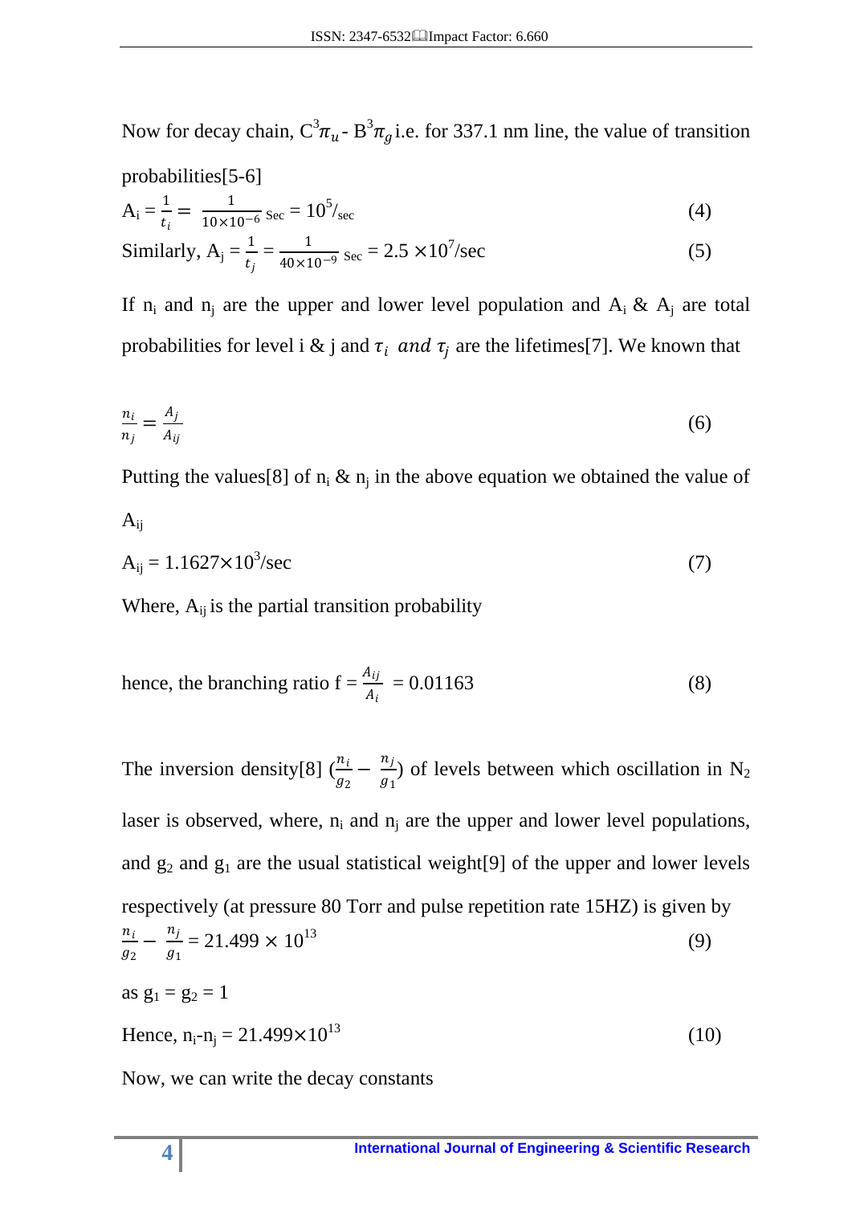Now for decay chain, $C^3\pi_u$ - $B^3\pi_g$ i.e. for 337.1 nm line, the value of transition probabilities[5-6]

$$A_i = \frac{1}{t_i} = \frac{1}{10\times10^{-6}\ \text{Sec}} = 10^5/\text{sec} \tag{4}$$

Similarly, $A_j = \frac{1}{t_j} = \frac{1}{40\times10^{-9}\ \text{Sec}} = 2.5\times10^7/\text{sec}$ (5)

If $n_i$ and $n_j$ are the upper and lower level population and $A_i$ & $A_j$ are total probabilities for level i & j and $\tau_i$ *and* $\tau_j$ are the lifetimes[7]. We known that

$$\frac{n_i}{n_j} = \frac{A_j}{A_{ij}} \tag{6}$$

Putting the values[8] of $n_i$ & $n_j$ in the above equation we obtained the value of $A_{ij}$

$$A_{ij} = 1.1627\times10^3/\text{sec} \tag{7}$$

Where, $A_{ij}$ is the partial transition probability

hence, the branching ratio $f = \frac{A_{ij}}{A_i} = 0.01163$ (8)

The inversion density[8] $(\frac{n_i}{g_2} - \frac{n_j}{g_1})$ of levels between which oscillation in $N_2$ laser is observed, where, $n_i$ and $n_j$ are the upper and lower level populations, and $g_2$ and $g_1$ are the usual statistical weight[9] of the upper and lower levels respectively (at pressure 80 Torr and pulse repetition rate 15HZ) is given by

$$\frac{n_i}{g_2} - \frac{n_j}{g_1} = 21.499\times10^{13} \tag{9}$$

as $g_1 = g_2 = 1$

Hence, $n_i - n_j = 21.499\times10^{13}$ (10)

Now, we can write the decay constants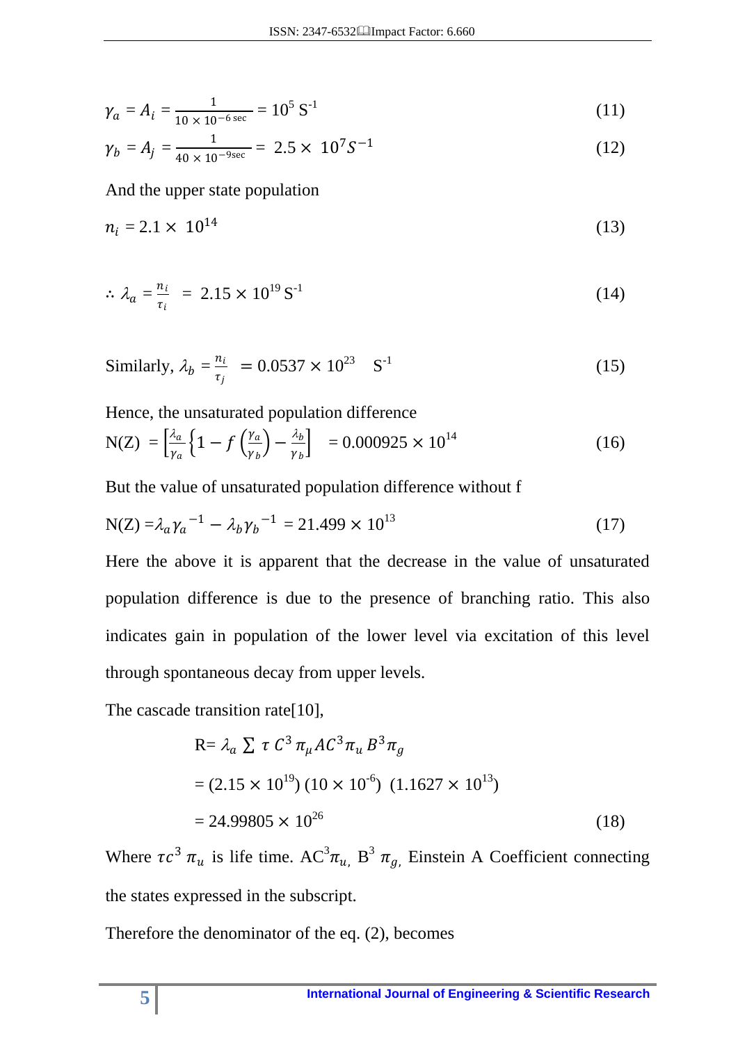$$\gamma_a = A_i = \frac{1}{10 \times 10^{-6\,\text{sec}}} = 10^5\ \text{S}^{-1} \tag{11}$$

$$\gamma_b = A_j = \frac{1}{40 \times 10^{-9\text{sec}}} = 2.5 \times 10^7 S^{-1} \tag{12}$$

And the upper state population

$$n_i = 2.1 \times 10^{14} \tag{13}$$

$$\therefore \lambda_a = \frac{n_i}{\tau_i} = 2.15 \times 10^{19}\ \text{S}^{-1} \tag{14}$$

Similarly, $\lambda_b = \frac{n_i}{\tau_j} = 0.0537 \times 10^{23}\ \ \text{S}^{-1}$ (15)

Hence, the unsaturated population difference

$$\text{N(Z)} = \left[\frac{\lambda_a}{\gamma_a}\left\{1 - f\left(\frac{\gamma_a}{\gamma_b}\right) - \frac{\lambda_b}{\gamma_b}\right]\right. = 0.000925 \times 10^{14} \tag{16}$$

But the value of unsaturated population difference without f

$$\text{N(Z)} = \lambda_a {\gamma_a}^{-1} - \lambda_b {\gamma_b}^{-1} = 21.499 \times 10^{13} \tag{17}$$

Here the above it is apparent that the decrease in the value of unsaturated population difference is due to the presence of branching ratio. This also indicates gain in population of the lower level via excitation of this level through spontaneous decay from upper levels.

The cascade transition rate[10],

$$\begin{aligned} \text{R} &= \lambda_a \sum \tau\, C^3\, \pi_\mu A C^3 \pi_u\, B^3 \pi_g \\ &= (2.15 \times 10^{19})\ (10 \times 10^{-6})\ \ (1.1627 \times 10^{13}) \\ &= 24.99805 \times 10^{26} \end{aligned} \tag{18}$$

Where $\tau c^3\, \pi_u$ is life time. $AC^3\pi_u$, $B^3\, \pi_g$, Einstein A Coefficient connecting the states expressed in the subscript.

Therefore the denominator of the eq. (2), becomes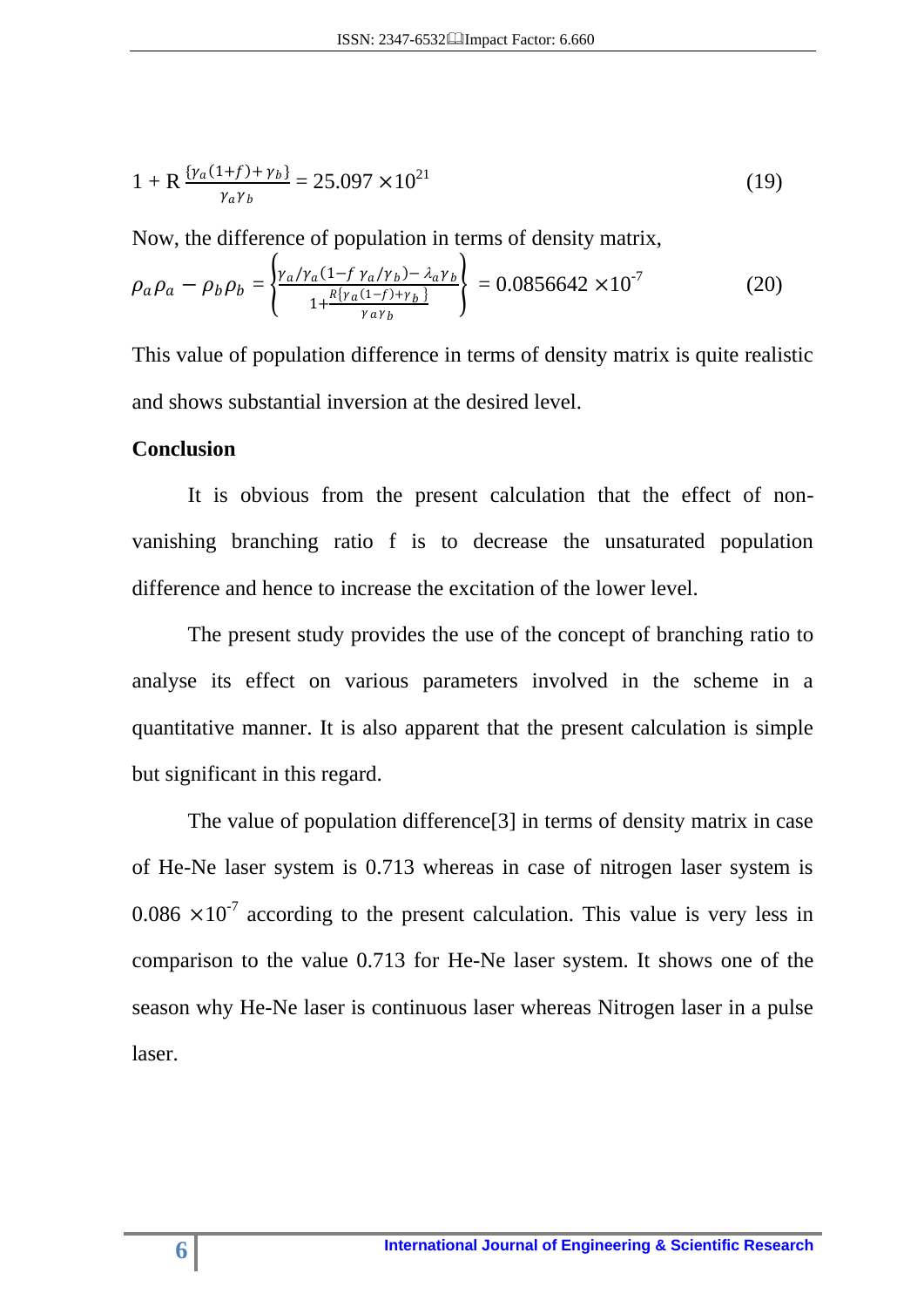$$1 + R\,\frac{\{\gamma_a(1+f) + \gamma_b\}}{\gamma_a\gamma_b} = 25.097 \times 10^{21} \tag{19}$$

Now, the difference of population in terms of density matrix,

$$\rho_a\rho_a - \rho_b\rho_b = \left\{\frac{\gamma_a/\gamma_a(1-f\,\gamma_a/\gamma_b) - \lambda_a\gamma_b}{1+\frac{R\{\gamma_a(1-f)+\gamma_b\}}{\gamma_a\gamma_b}}\right\} = 0.0856642 \times 10^{-7} \tag{20}$$

This value of population difference in terms of density matrix is quite realistic and shows substantial inversion at the desired level.

### Conclusion

It is obvious from the present calculation that the effect of non-vanishing branching ratio f is to decrease the unsaturated population difference and hence to increase the excitation of the lower level.

The present study provides the use of the concept of branching ratio to analyse its effect on various parameters involved in the scheme in a quantitative manner. It is also apparent that the present calculation is simple but significant in this regard.

The value of population difference[3] in terms of density matrix in case of He-Ne laser system is 0.713 whereas in case of nitrogen laser system is $0.086 \times 10^{-7}$ according to the present calculation. This value is very less in comparison to the value 0.713 for He-Ne laser system. It shows one of the season why He-Ne laser is continuous laser whereas Nitrogen laser in a pulse laser.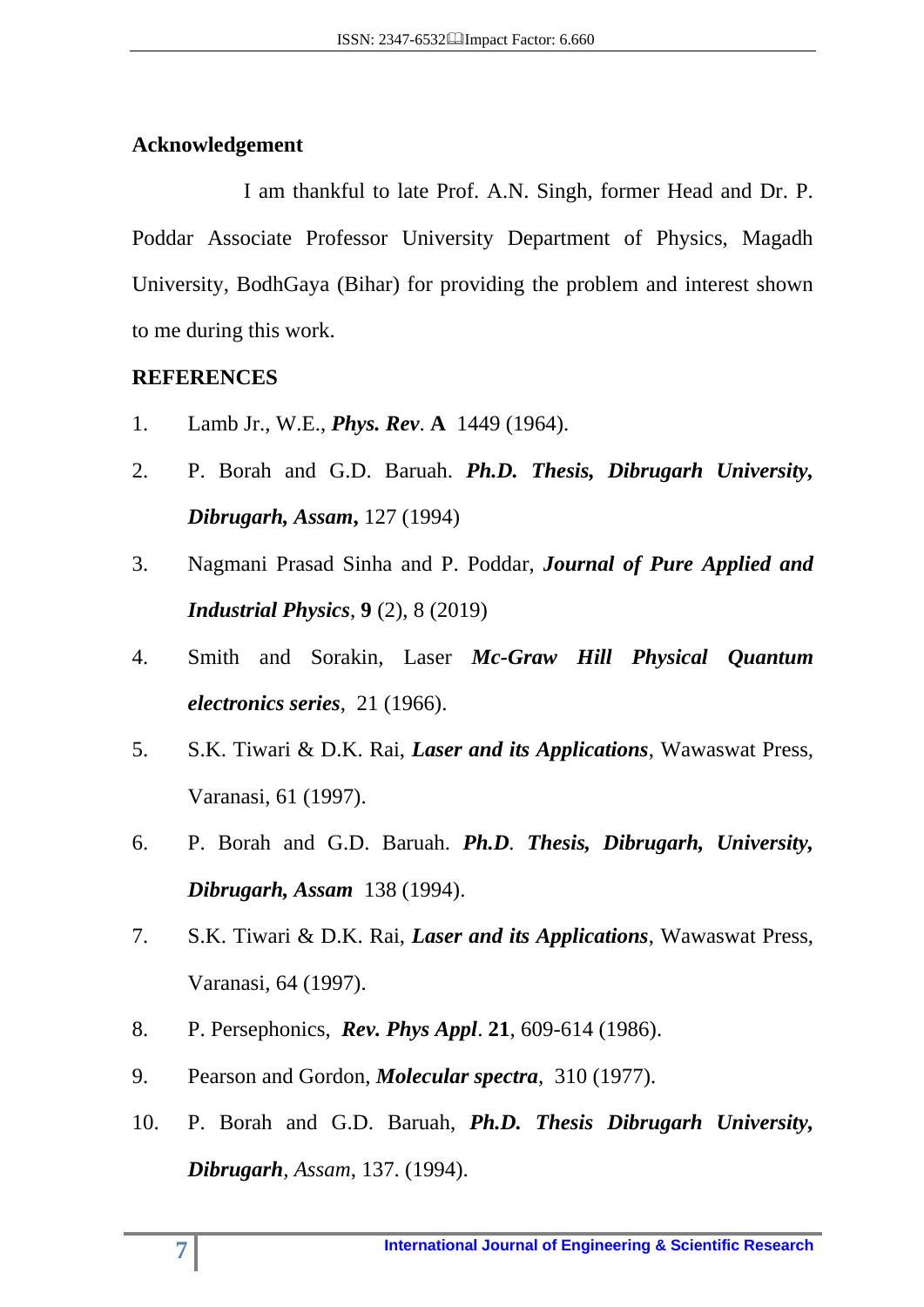## Acknowledgement

I am thankful to late Prof. A.N. Singh, former Head and Dr. P. Poddar Associate Professor University Department of Physics, Magadh University, BodhGaya (Bihar) for providing the problem and interest shown to me during this work.

## REFERENCES

1. Lamb Jr., W.E., ***Phys. Rev***. **A** 1449 (1964).
2. P. Borah and G.D. Baruah. ***Ph.D. Thesis, Dibrugarh University, Dibrugarh, Assam,*** 127 (1994)
3. Nagmani Prasad Sinha and P. Poddar, ***Journal of Pure Applied and Industrial Physics***, **9** (2), 8 (2019)
4. Smith and Sorakin, Laser ***Mc-Graw Hill Physical Quantum electronics series***, 21 (1966).
5. S.K. Tiwari & D.K. Rai, ***Laser and its Applications***, Wawaswat Press, Varanasi, 61 (1997).
6. P. Borah and G.D. Baruah. ***Ph.D***. ***Thesis, Dibrugarh, University, Dibrugarh, Assam*** 138 (1994).
7. S.K. Tiwari & D.K. Rai, ***Laser and its Applications***, Wawaswat Press, Varanasi, 64 (1997).
8. P. Persephonics, ***Rev. Phys Appl***. **21**, 609-614 (1986).
9. Pearson and Gordon, ***Molecular spectra***, 310 (1977).
10. P. Borah and G.D. Baruah, ***Ph.D. Thesis Dibrugarh University, Dibrugarh***, *Assam*, 137. (1994).